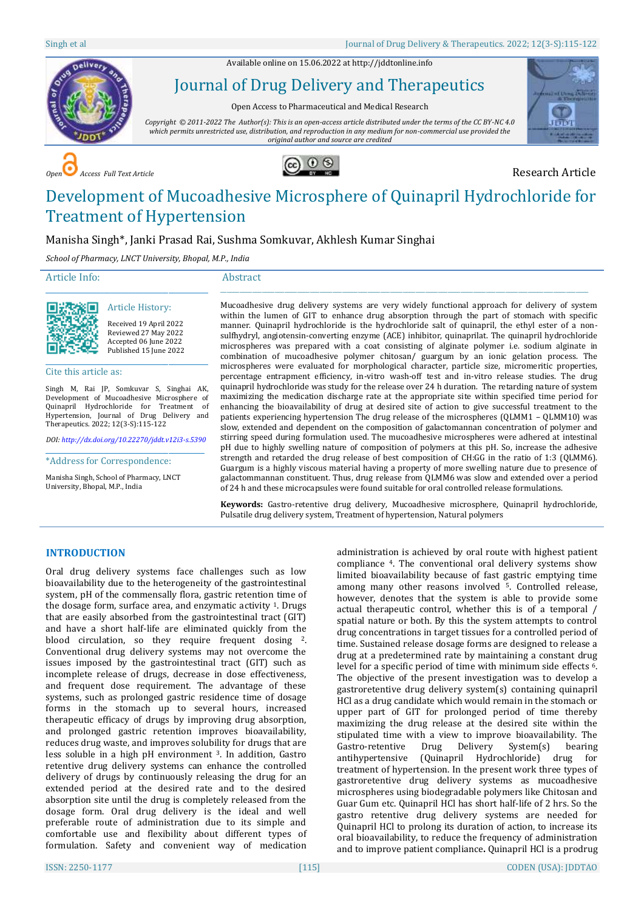Available online on 15.06.2022 at http://jddtonline.info

# Journal of Drug Delivery and Therapeutics

Open Access to Pharmaceutical and Medical Research

*Copyright © 2011-2022 The Author(s): This is an open-access article distributed under the terms of the CC BY-NC 4.0 which permits unrestricted use, distribution, and reproduction in any medium for non-commercial use provided the original author and source are credited*

*Open Access Full Text Article*

Research Article

# Development of Mucoadhesive Microsphere of Quinapril Hydrochloride for Treatment of Hypertension

Manisha Singh*, Janki Prasad Rai, Sushma Somkuvar, Akhlesh Kumar Singhai

*School of Pharmacy, LNCT University, Bhopal, M.P., India*

## Article Info:

### Article History:

Received 19 April 2022
Reviewed 27 May 2022
Accepted 06 June 2022
Published 15 June 2022

### Cite this article as:

Singh M, Rai JP, Somkuvar S, Singhai AK, Development of Mucoadhesive Microsphere of Quinapril Hydrochloride for Treatment of Hypertension, Journal of Drug Delivery and Therapeutics. 2022; 12(3-S):115-122

*DOI: http://dx.doi.org/10.22270/jddt.v12i3-s.5390*

### *Address for Correspondence:

Manisha Singh, School of Pharmacy, LNCT University, Bhopal, M.P., India

## Abstract

Mucoadhesive drug delivery systems are very widely functional approach for delivery of system within the lumen of GIT to enhance drug absorption through the part of stomach with specific manner. Quinapril hydrochloride is the hydrochloride salt of quinapril, the ethyl ester of a non-sulfhydryl, angiotensin-converting enzyme (ACE) inhibitor, quinaprilat. The quinapril hydrochloride microspheres was prepared with a coat consisting of alginate polymer i.e. sodium alginate in combination of mucoadhesive polymer chitosan/ guargum by an ionic gelation process. The microspheres were evaluated for morphological character, particle size, micromeritic properties, percentage entrapment efficiency, in-vitro wash-off test and in-vitro release studies. The drug quinapril hydrochloride was study for the release over 24 h duration. The retarding nature of system maximizing the medication discharge rate at the appropriate site within specified time period for enhancing the bioavailability of drug at desired site of action to give successful treatment to the patients experiencing hypertension The drug release of the microspheres (QLMM1 – QLMM10) was slow, extended and dependent on the composition of galactomannan concentration of polymer and stirring speed during formulation used. The mucoadhesive microspheres were adhered at intestinal pH due to highly swelling nature of composition of polymers at this pH. So, increase the adhesive strength and retarded the drug release of best composition of CH:GG in the ratio of 1:3 (QLMM6). Guargum is a highly viscous material having a property of more swelling nature due to presence of galactommannan constituent. Thus, drug release from QLMM6 was slow and extended over a period of 24 h and these microcapsules were found suitable for oral controlled release formulations.

**Keywords:** Gastro-retentive drug delivery, Mucoadhesive microsphere, Quinapril hydrochloride, Pulsatile drug delivery system, Treatment of hypertension, Natural polymers

## INTRODUCTION

Oral drug delivery systems face challenges such as low bioavailability due to the heterogeneity of the gastrointestinal system, pH of the commensally flora, gastric retention time of the dosage form, surface area, and enzymatic activity [1]. Drugs that are easily absorbed from the gastrointestinal tract (GIT) and have a short half-life are eliminated quickly from the blood circulation, so they require frequent dosing [2]. Conventional drug delivery systems may not overcome the issues imposed by the gastrointestinal tract (GIT) such as incomplete release of drugs, decrease in dose effectiveness, and frequent dose requirement. The advantage of these systems, such as prolonged gastric residence time of dosage forms in the stomach up to several hours, increased therapeutic efficacy of drugs by improving drug absorption, and prolonged gastric retention improves bioavailability, reduces drug waste, and improves solubility for drugs that are less soluble in a high pH environment [3]. In addition, Gastro retentive drug delivery systems can enhance the controlled delivery of drugs by continuously releasing the drug for an extended period at the desired rate and to the desired absorption site until the drug is completely released from the dosage form. Oral drug delivery is the ideal and well preferable route of administration due to its simple and comfortable use and flexibility about different types of formulation. Safety and convenient way of medication administration is achieved by oral route with highest patient compliance [4]. The conventional oral delivery systems show limited bioavailability because of fast gastric emptying time among many other reasons involved [5]. Controlled release, however, denotes that the system is able to provide some actual therapeutic control, whether this is of a temporal / spatial nature or both. By this the system attempts to control drug concentrations in target tissues for a controlled period of time. Sustained release dosage forms are designed to release a drug at a predetermined rate by maintaining a constant drug level for a specific period of time with minimum side effects [6]. The objective of the present investigation was to develop a gastroretentive drug delivery system(s) containing quinapril HCl as a drug candidate which would remain in the stomach or upper part of GIT for prolonged period of time thereby maximizing the drug release at the desired site within the stipulated time with a view to improve bioavailability. The Gastro-retentive Drug Delivery System(s) bearing antihypertensive (Quinapril Hydrochloride) drug for treatment of hypertension. In the present work three types of gastroretentive drug delivery systems as mucoadhesive microspheres using biodegradable polymers like Chitosan and Guar Gum etc. Quinapril HCl has short half-life of 2 hrs. So the gastro retentive drug delivery systems are needed for Quinapril HCl to prolong its duration of action, to increase its oral bioavailability, to reduce the frequency of administration and to improve patient compliance**.** Quinapril HCl is a prodrug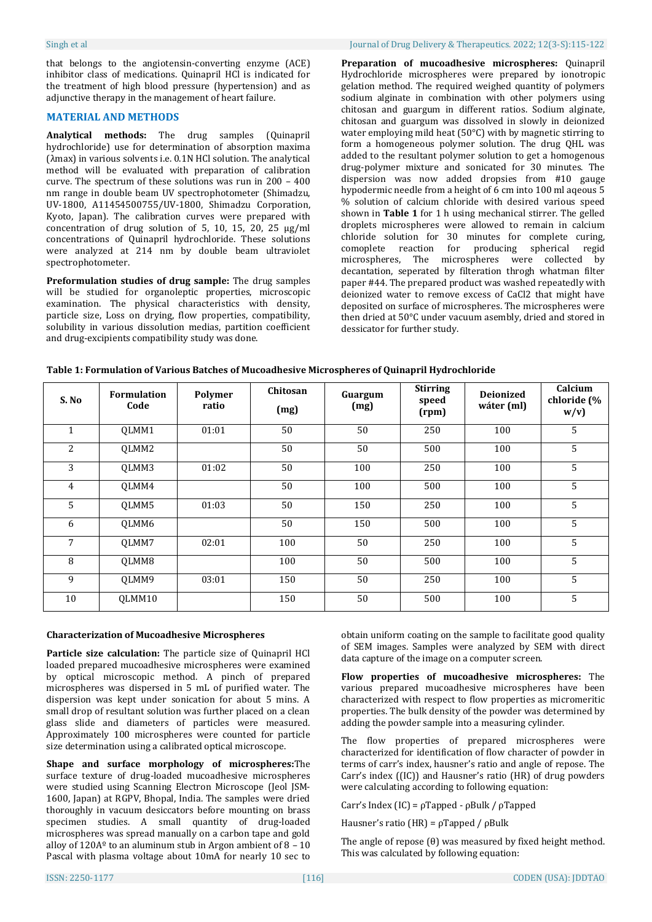that belongs to the angiotensin-converting enzyme (ACE) inhibitor class of medications. Quinapril HCl is indicated for the treatment of high blood pressure (hypertension) and as adjunctive therapy in the management of heart failure.

## MATERIAL AND METHODS

**Analytical methods:** The drug samples (Quinapril hydrochloride) use for determination of absorption maxima (λmax) in various solvents i.e. 0.1N HCl solution. The analytical method will be evaluated with preparation of calibration curve. The spectrum of these solutions was run in 200 – 400 nm range in double beam UV spectrophotometer (Shimadzu, UV-1800, A11454500755/UV-1800, Shimadzu Corporation, Kyoto, Japan). The calibration curves were prepared with concentration of drug solution of 5, 10, 15, 20, 25 µg/ml concentrations of Quinapril hydrochloride. These solutions were analyzed at 214 nm by double beam ultraviolet spectrophotometer.

**Preformulation studies of drug sample:** The drug samples will be studied for organoleptic properties, microscopic examination. The physical characteristics with density, particle size, Loss on drying, flow properties, compatibility, solubility in various dissolution medias, partition coefficient and drug-excipients compatibility study was done.

**Preparation of mucoadhesive microspheres:** Quinapril Hydrochloride microspheres were prepared by ionotropic gelation method. The required weighed quantity of polymers sodium alginate in combination with other polymers using chitosan and guargum in different ratios. Sodium alginate, chitosan and guargum was dissolved in slowly in deionized water employing mild heat (50°C) with by magnetic stirring to form a homogeneous polymer solution. The drug QHL was added to the resultant polymer solution to get a homogenous drug-polymer mixture and sonicated for 30 minutes. The dispersion was now added dropsies from #10 gauge hypodermic needle from a height of 6 cm into 100 ml aqeous 5 % solution of calcium chloride with desired various speed shown in **Table 1** for 1 h using mechanical stirrer. The gelled droplets microspheres were allowed to remain in calcium chloride solution for 30 minutes for complete curing, comoplete reaction for producing spherical regid microspheres, The microspheres were collected by decantation, seperated by filteration throgh whatman filter paper #44. The prepared product was washed repeatedly with deionized water to remove excess of $CaCl_2$ that might have deposited on surface of microspheres. The microspheres were then dried at 50°C under vacuum asembly, dried and stored in dessicator for further study.

**Table 1: Formulation of Various Batches of Mucoadhesive Microspheres of Quinapril Hydrochloride**

| S. No | Formulation Code | Polymer ratio | Chitosan (mg) | Guargum (mg) | Stirring speed (rpm) | Deionized wáter (ml) | Calcium chloride (% w/v) |
|---|---|---|---|---|---|---|---|
| 1 | QLMM1 | 01:01 | 50 | 50 | 250 | 100 | 5 |
| 2 | QLMM2 | | 50 | 50 | 500 | 100 | 5 |
| 3 | QLMM3 | 01:02 | 50 | 100 | 250 | 100 | 5 |
| 4 | QLMM4 | | 50 | 100 | 500 | 100 | 5 |
| 5 | QLMM5 | 01:03 | 50 | 150 | 250 | 100 | 5 |
| 6 | QLMM6 | | 50 | 150 | 500 | 100 | 5 |
| 7 | QLMM7 | 02:01 | 100 | 50 | 250 | 100 | 5 |
| 8 | QLMM8 | | 100 | 50 | 500 | 100 | 5 |
| 9 | QLMM9 | 03:01 | 150 | 50 | 250 | 100 | 5 |
| 10 | QLMM10 | | 150 | 50 | 500 | 100 | 5 |

### Characterization of Mucoadhesive Microspheres

**Particle size calculation:** The particle size of Quinapril HCl loaded prepared mucoadhesive microspheres were examined by optical microscopic method. A pinch of prepared microspheres was dispersed in 5 mL of purified water. The dispersion was kept under sonication for about 5 mins. A small drop of resultant solution was further placed on a clean glass slide and diameters of particles were measured. Approximately 100 microspheres were counted for particle size determination using a calibrated optical microscope.

**Shape and surface morphology of microspheres:** The surface texture of drug-loaded mucoadhesive microspheres were studied using Scanning Electron Microscope (Jeol JSM-1600, Japan) at RGPV, Bhopal, India. The samples were dried thoroughly in vacuum desiccators before mounting on brass specimen studies. A small quantity of drug-loaded microspheres was spread manually on a carbon tape and gold alloy of 120Aº to an aluminum stub in Argon ambient of 8 – 10 Pascal with plasma voltage about 10mA for nearly 10 sec to obtain uniform coating on the sample to facilitate good quality of SEM images. Samples were analyzed by SEM with direct data capture of the image on a computer screen.

**Flow properties of mucoadhesive microspheres:** The various prepared mucoadhesive microspheres have been characterized with respect to flow properties as micromeritic properties. The bulk density of the powder was determined by adding the powder sample into a measuring cylinder.

The flow properties of prepared microspheres were characterized for identification of flow character of powder in terms of carr's index, hausner's ratio and angle of repose. The Carr's index ((IC)) and Hausner's ratio (HR) of drug powders were calculating according to following equation:

Carr's Index (IC) = $\rho$Tapped - $\rho$Bulk / $\rho$Tapped

Hausner's ratio (HR) = $\rho$Tapped / $\rho$Bulk

The angle of repose (θ) was measured by fixed height method. This was calculated by following equation: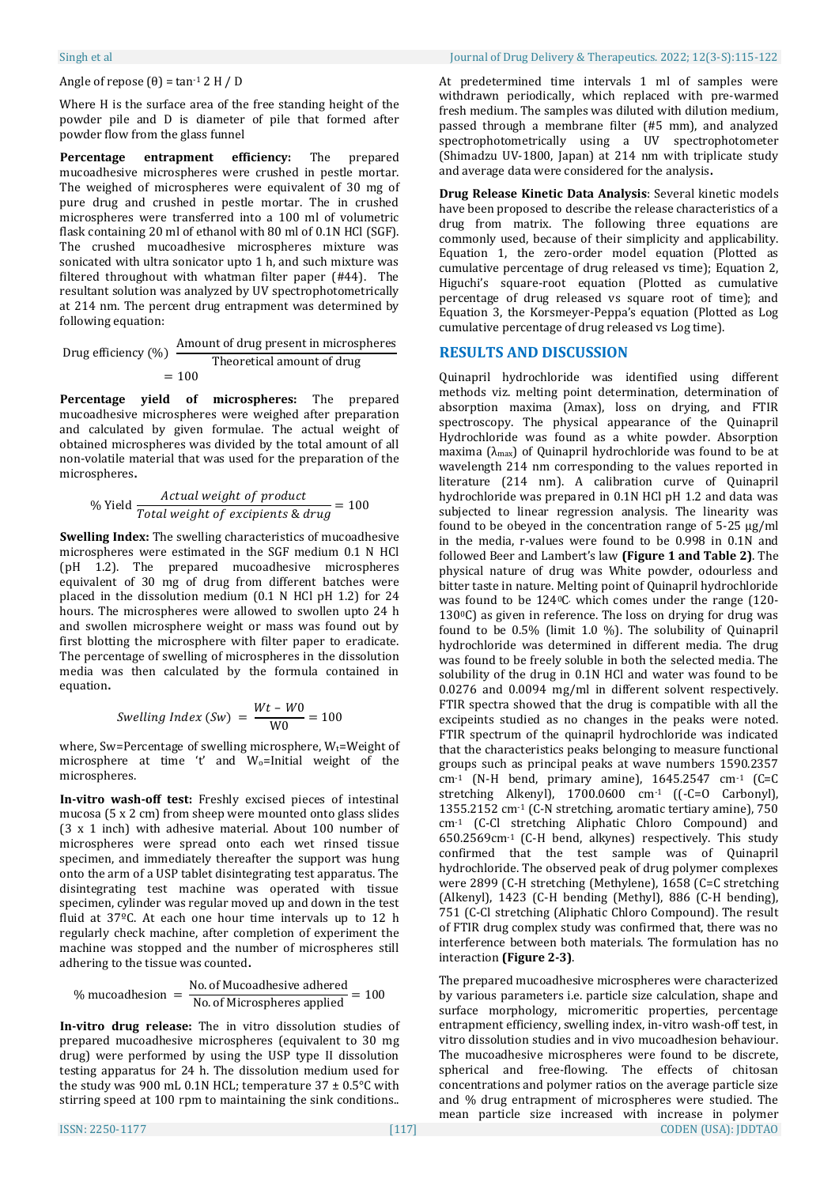Angle of repose (θ) = $\tan^{-1} 2\, H / D$

Where H is the surface area of the free standing height of the powder pile and D is diameter of pile that formed after powder flow from the glass funnel

**Percentage entrapment efficiency:** The prepared mucoadhesive microspheres were crushed in pestle mortar. The weighed of microspheres were equivalent of 30 mg of pure drug and crushed in pestle mortar. The in crushed microspheres were transferred into a 100 ml of volumetric flask containing 20 ml of ethanol with 80 ml of 0.1N HCl (SGF). The crushed mucoadhesive microspheres mixture was sonicated with ultra sonicator upto 1 h, and such mixture was filtered throughout with whatman filter paper (#44). The resultant solution was analyzed by UV spectrophotometrically at 214 nm. The percent drug entrapment was determined by following equation:

$$\text{Drug efficiency (\%)}\ \frac{\text{Amount of drug present in microspheres}}{\text{Theoretical amount of drug}} = 100$$

**Percentage yield of microspheres:** The prepared mucoadhesive microspheres were weighed after preparation and calculated by given formulae. The actual weight of obtained microspheres was divided by the total amount of all non-volatile material that was used for the preparation of the microspheres.

$$\%\ \text{Yield}\ \frac{\textit{Actual weight of product}}{\textit{Total weight of excipients \& drug}} = 100$$

**Swelling Index:** The swelling characteristics of mucoadhesive microspheres were estimated in the SGF medium 0.1 N HCl (pH 1.2). The prepared mucoadhesive microspheres equivalent of 30 mg of drug from different batches were placed in the dissolution medium (0.1 N HCl pH 1.2) for 24 hours. The microspheres were allowed to swollen upto 24 h and swollen microsphere weight or mass was found out by first blotting the microsphere with filter paper to eradicate. The percentage of swelling of microspheres in the dissolution media was then calculated by the formula contained in equation.

$$\textit{Swelling Index}\ (Sw) = \frac{Wt - W0}{W0} = 100$$

where, Sw=Percentage of swelling microsphere, $W_t$=Weight of microsphere at time 't' and $W_o$=Initial weight of the microspheres.

**In-vitro wash-off test:** Freshly excised pieces of intestinal mucosa (5 x 2 cm) from sheep were mounted onto glass slides (3 x 1 inch) with adhesive material. About 100 number of microspheres were spread onto each wet rinsed tissue specimen, and immediately thereafter the support was hung onto the arm of a USP tablet disintegrating test apparatus. The disintegrating test machine was operated with tissue specimen, cylinder was regular moved up and down in the test fluid at 37ºC. At each one hour time intervals up to 12 h regularly check machine, after completion of experiment the machine was stopped and the number of microspheres still adhering to the tissue was counted.

$$\%\ \text{mucoadhesion} = \frac{\text{No. of Mucoadhesive adhered}}{\text{No. of Microspheres applied}} = 100$$

**In-vitro drug release:** The in vitro dissolution studies of prepared mucoadhesive microspheres (equivalent to 30 mg drug) were performed by using the USP type II dissolution testing apparatus for 24 h. The dissolution medium used for the study was 900 mL 0.1N HCL; temperature 37 ± 0.5°C with stirring speed at 100 rpm to maintaining the sink conditions.. At predetermined time intervals 1 ml of samples were withdrawn periodically, which replaced with pre-warmed fresh medium. The samples was diluted with dilution medium, passed through a membrane filter (#5 mm), and analyzed spectrophotometrically using a UV spectrophotometer (Shimadzu UV-1800, Japan) at 214 nm with triplicate study and average data were considered for the analysis.

**Drug Release Kinetic Data Analysis**: Several kinetic models have been proposed to describe the release characteristics of a drug from matrix. The following three equations are commonly used, because of their simplicity and applicability. Equation 1, the zero-order model equation (Plotted as cumulative percentage of drug released vs time); Equation 2, Higuchi's square-root equation (Plotted as cumulative percentage of drug released vs square root of time); and Equation 3, the Korsmeyer-Peppa's equation (Plotted as Log cumulative percentage of drug released vs Log time).

## RESULTS AND DISCUSSION

Quinapril hydrochloride was identified using different methods viz. melting point determination, determination of absorption maxima (λmax), loss on drying, and FTIR spectroscopy. The physical appearance of the Quinapril Hydrochloride was found as a white powder. Absorption maxima ($\lambda_{max}$) of Quinapril hydrochloride was found to be at wavelength 214 nm corresponding to the values reported in literature (214 nm). A calibration curve of Quinapril hydrochloride was prepared in 0.1N HCl pH 1.2 and data was subjected to linear regression analysis. The linearity was found to be obeyed in the concentration range of 5-25 µg/ml in the media, r-values were found to be 0.998 in 0.1N and followed Beer and Lambert's law **(Figure 1 and Table 2)**. The physical nature of drug was White powder, odourless and bitter taste in nature. Melting point of Quinapril hydrochloride was found to be 124ºC which comes under the range (120-130ºC) as given in reference. The loss on drying for drug was found to be 0.5% (limit 1.0 %). The solubility of Quinapril hydrochloride was determined in different media. The drug was found to be freely soluble in both the selected media. The solubility of the drug in 0.1N HCl and water was found to be 0.0276 and 0.0094 mg/ml in different solvent respectively. FTIR spectra showed that the drug is compatible with all the excipeints studied as no changes in the peaks were noted. FTIR spectrum of the quinapril hydrochloride was indicated that the characteristics peaks belonging to measure functional groups such as principal peaks at wave numbers 1590.2357 $cm^{-1}$ (N-H bend, primary amine), 1645.2547 $cm^{-1}$ (C=C stretching Alkenyl), 1700.0600 $cm^{-1}$ ((-C=O Carbonyl), 1355.2152 $cm^{-1}$ (C-N stretching, aromatic tertiary amine), 750 $cm^{-1}$ (C-Cl stretching Aliphatic Chloro Compound) and 650.2569$cm^{-1}$ (C-H bend, alkynes) respectively. This study confirmed that the test sample was of Quinapril hydrochloride. The observed peak of drug polymer complexes were 2899 (C-H stretching (Methylene), 1658 (C=C stretching (Alkenyl), 1423 (C-H bending (Methyl), 886 (C-H bending), 751 (C-Cl stretching (Aliphatic Chloro Compound). The result of FTIR drug complex study was confirmed that, there was no interference between both materials. The formulation has no interaction **(Figure 2-3)**.

The prepared mucoadhesive microspheres were characterized by various parameters i.e. particle size calculation, shape and surface morphology, micromeritic properties, percentage entrapment efficiency, swelling index, in-vitro wash-off test, in vitro dissolution studies and in vivo mucoadhesion behaviour. The mucoadhesive microspheres were found to be discrete, spherical and free-flowing. The effects of chitosan concentrations and polymer ratios on the average particle size and % drug entrapment of microspheres were studied. The mean particle size increased with increase in polymer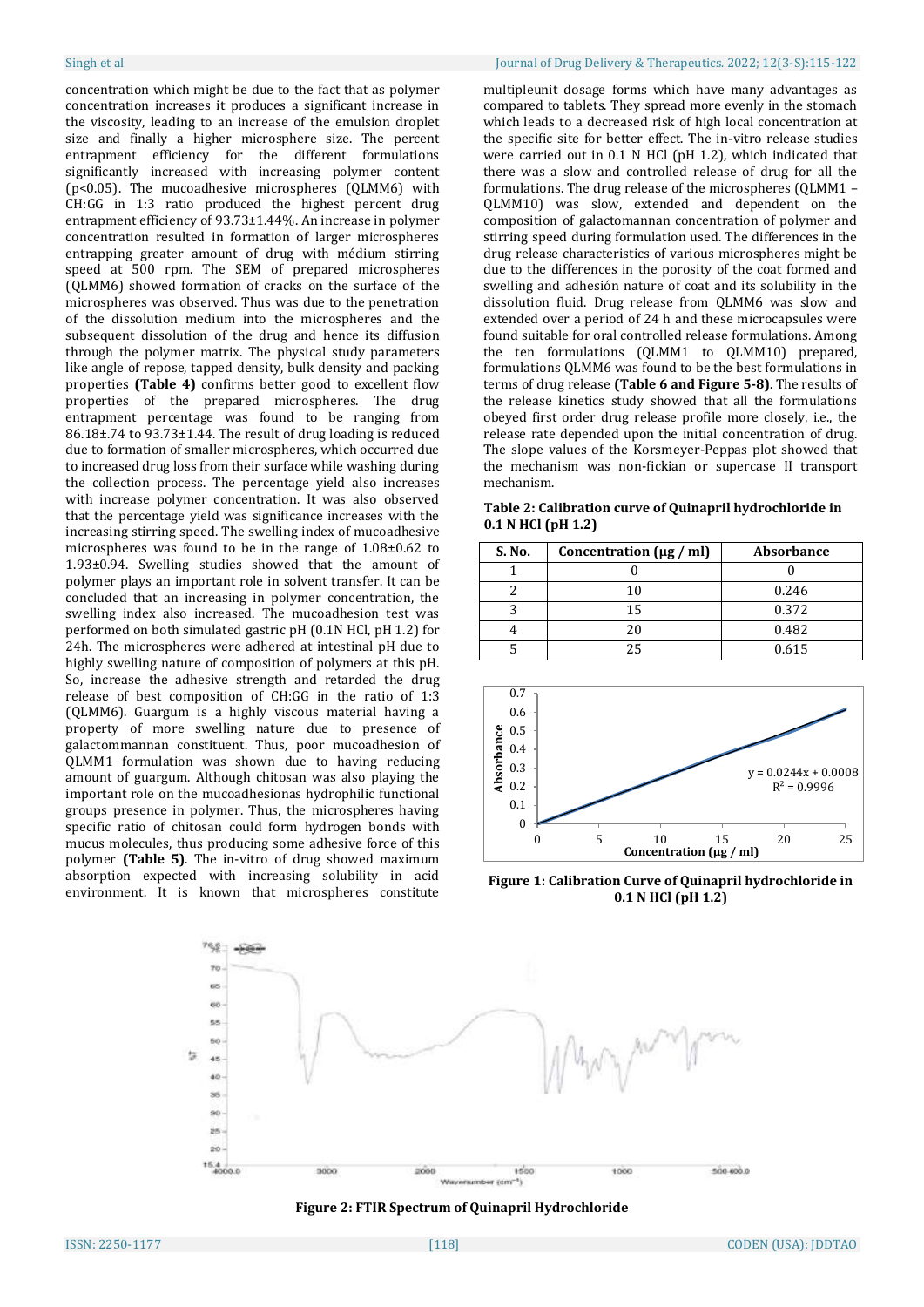concentration which might be due to the fact that as polymer concentration increases it produces a significant increase in the viscosity, leading to an increase of the emulsion droplet size and finally a higher microsphere size. The percent entrapment efficiency for the different formulations significantly increased with increasing polymer content ($p<0.05$). The mucoadhesive microspheres (QLMM6) with CH:GG in 1:3 ratio produced the highest percent drug entrapment efficiency of 93.73±1.44%. An increase in polymer concentration resulted in formation of larger microspheres entrapping greater amount of drug with médium stirring speed at 500 rpm. The SEM of prepared microspheres (QLMM6) showed formation of cracks on the surface of the microspheres was observed. Thus was due to the penetration of the dissolution medium into the microspheres and the subsequent dissolution of the drug and hence its diffusion through the polymer matrix. The physical study parameters like angle of repose, tapped density, bulk density and packing properties **(Table 4)** confirms better good to excellent flow properties of the prepared microspheres. The drug entrapment percentage was found to be ranging from 86.18±.74 to 93.73±1.44. The result of drug loading is reduced due to formation of smaller microspheres, which occurred due to increased drug loss from their surface while washing during the collection process. The percentage yield also increases with increase polymer concentration. It was also observed that the percentage yield was significance increases with the increasing stirring speed. The swelling index of mucoadhesive microspheres was found to be in the range of 1.08±0.62 to 1.93±0.94. Swelling studies showed that the amount of polymer plays an important role in solvent transfer. It can be concluded that an increasing in polymer concentration, the swelling index also increased. The mucoadhesion test was performed on both simulated gastric pH (0.1N HCl, pH 1.2) for 24h. The microspheres were adhered at intestinal pH due to highly swelling nature of composition of polymers at this pH. So, increase the adhesive strength and retarded the drug release of best composition of CH:GG in the ratio of 1:3 (QLMM6). Guargum is a highly viscous material having a property of more swelling nature due to presence of galactommannan constituent. Thus, poor mucoadhesion of QLMM1 formulation was shown due to having reducing amount of guargum. Although chitosan was also playing the important role on the mucoadhesionas hydrophilic functional groups presence in polymer. Thus, the microspheres having specific ratio of chitosan could form hydrogen bonds with mucus molecules, thus producing some adhesive force of this polymer **(Table 5)**. The in-vitro of drug showed maximum absorption expected with increasing solubility in acid environment. It is known that microspheres constitute multipleunit dosage forms which have many advantages as compared to tablets. They spread more evenly in the stomach which leads to a decreased risk of high local concentration at the specific site for better effect. The in-vitro release studies were carried out in 0.1 N HCl (pH 1.2), which indicated that there was a slow and controlled release of drug for all the formulations. The drug release of the microspheres (QLMM1 – QLMM10) was slow, extended and dependent on the composition of galactomannan concentration of polymer and stirring speed during formulation used. The differences in the drug release characteristics of various microspheres might be due to the differences in the porosity of the coat formed and swelling and adhesión nature of coat and its solubility in the dissolution fluid. Drug release from QLMM6 was slow and extended over a period of 24 h and these microcapsules were found suitable for oral controlled release formulations. Among the ten formulations (QLMM1 to QLMM10) prepared, formulations QLMM6 was found to be the best formulations in terms of drug release **(Table 6 and Figure 5-8)**. The results of the release kinetics study showed that all the formulations obeyed first order drug release profile more closely, i.e., the release rate depended upon the initial concentration of drug. The slope values of the Korsmeyer-Peppas plot showed that the mechanism was non-fickian or supercase II transport mechanism.

**Table 2: Calibration curve of Quinapril hydrochloride in 0.1 N HCl (pH 1.2)**

| S. No. | Concentration (µg / ml) | Absorbance |
|---|---|---|
| 1 | 0 | 0 |
| 2 | 10 | 0.246 |
| 3 | 15 | 0.372 |
| 4 | 20 | 0.482 |
| 5 | 25 | 0.615 |

$y = 0.0244x + 0.0008$, $R^2 = 0.9996$

**Figure 1: Calibration Curve of Quinapril hydrochloride in 0.1 N HCl (pH 1.2)**

**Figure 2: FTIR Spectrum of Quinapril Hydrochloride**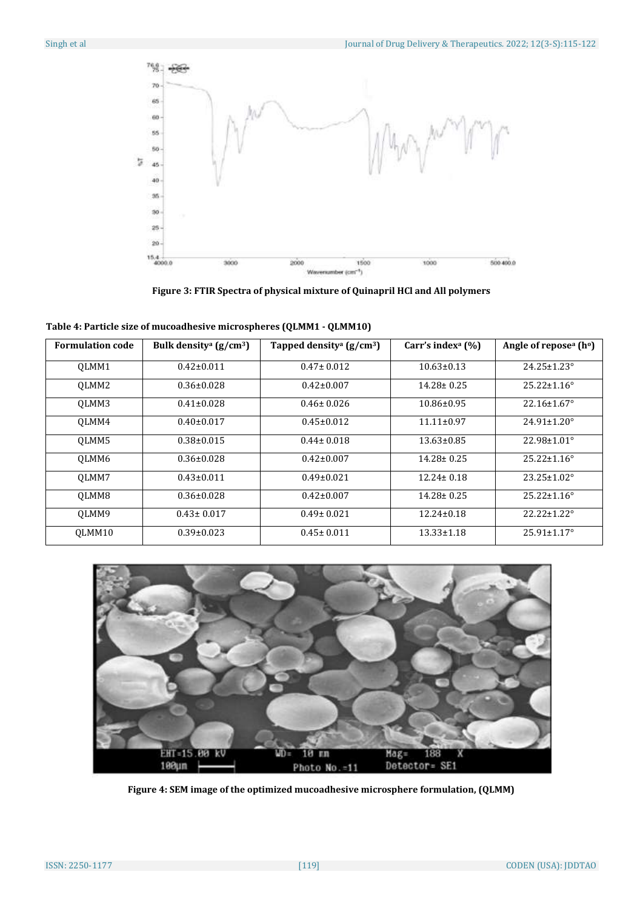**Figure 3: FTIR Spectra of physical mixture of Quinapril HCl and All polymers**

**Table 4: Particle size of mucoadhesive microspheres (QLMM1 - QLMM10)**

| Formulation code | Bulk density[a] (g/cm³) | Tapped density[a] (g/cm³) | Carr's index[a] (%) | Angle of repose[a] (h°) |
|---|---|---|---|---|
| QLMM1 | 0.42±0.011 | 0.47± 0.012 | 10.63±0.13 | 24.25±1.23° |
| QLMM2 | 0.36±0.028 | 0.42±0.007 | 14.28± 0.25 | 25.22±1.16° |
| QLMM3 | 0.41±0.028 | 0.46± 0.026 | 10.86±0.95 | 22.16±1.67° |
| QLMM4 | 0.40±0.017 | 0.45±0.012 | 11.11±0.97 | 24.91±1.20° |
| QLMM5 | 0.38±0.015 | 0.44± 0.018 | 13.63±0.85 | 22.98±1.01° |
| QLMM6 | 0.36±0.028 | 0.42±0.007 | 14.28± 0.25 | 25.22±1.16° |
| QLMM7 | 0.43±0.011 | 0.49±0.021 | 12.24± 0.18 | 23.25±1.02° |
| QLMM8 | 0.36±0.028 | 0.42±0.007 | 14.28± 0.25 | 25.22±1.16° |
| QLMM9 | 0.43± 0.017 | 0.49± 0.021 | 12.24±0.18 | 22.22±1.22° |
| QLMM10 | 0.39±0.023 | 0.45± 0.011 | 13.33±1.18 | 25.91±1.17° |

**Figure 4: SEM image of the optimized mucoadhesive microsphere formulation, (QLMM)**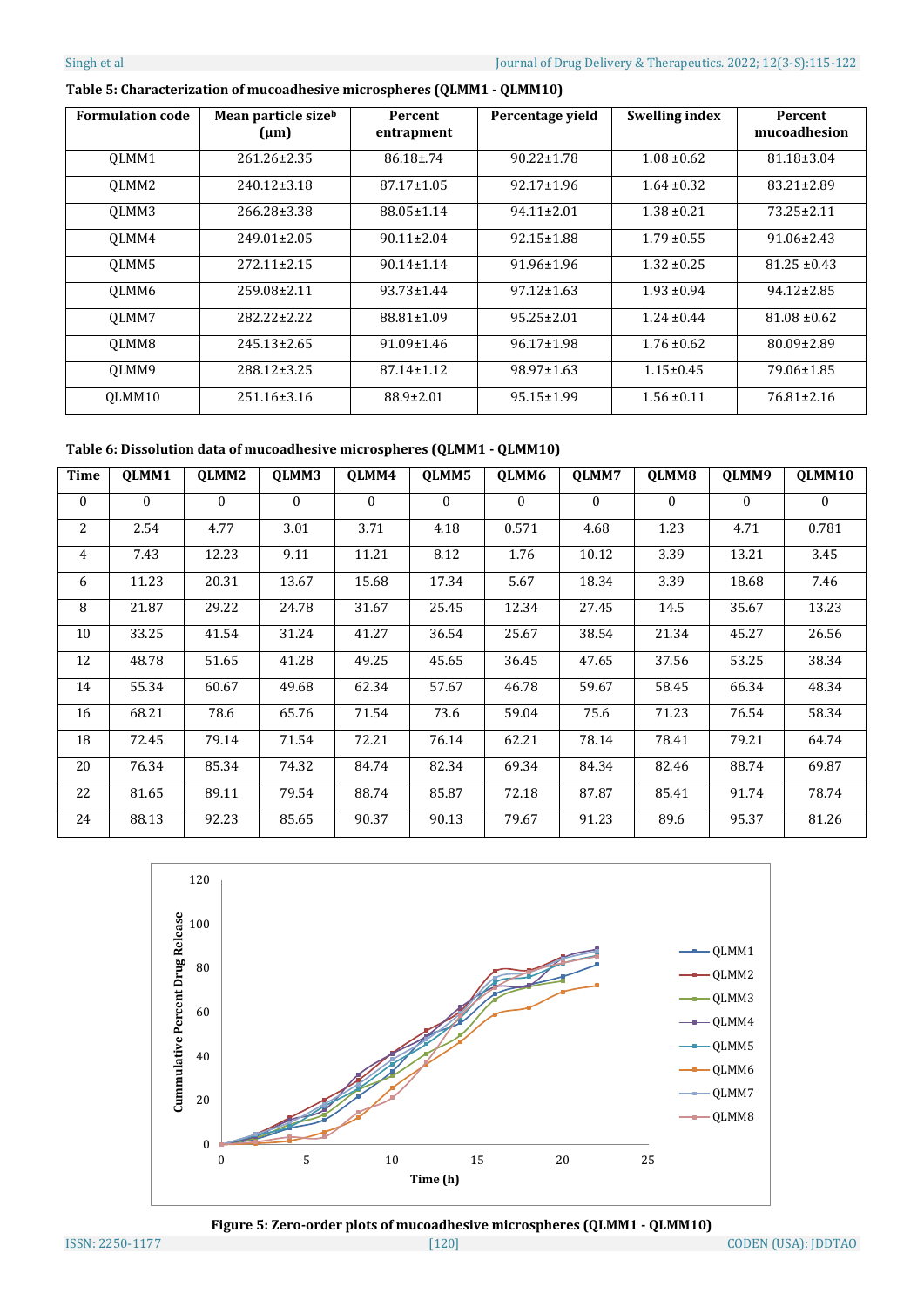**Table 5: Characterization of mucoadhesive microspheres (QLMM1 - QLMM10)**

| Formulation code | Mean particle size[b] (μm) | Percent entrapment | Percentage yield | Swelling index | Percent mucoadhesion |
|---|---|---|---|---|---|
| QLMM1 | 261.26±2.35 | 86.18±.74 | 90.22±1.78 | 1.08 ±0.62 | 81.18±3.04 |
| QLMM2 | 240.12±3.18 | 87.17±1.05 | 92.17±1.96 | 1.64 ±0.32 | 83.21±2.89 |
| QLMM3 | 266.28±3.38 | 88.05±1.14 | 94.11±2.01 | 1.38 ±0.21 | 73.25±2.11 |
| QLMM4 | 249.01±2.05 | 90.11±2.04 | 92.15±1.88 | 1.79 ±0.55 | 91.06±2.43 |
| QLMM5 | 272.11±2.15 | 90.14±1.14 | 91.96±1.96 | 1.32 ±0.25 | 81.25 ±0.43 |
| QLMM6 | 259.08±2.11 | 93.73±1.44 | 97.12±1.63 | 1.93 ±0.94 | 94.12±2.85 |
| QLMM7 | 282.22±2.22 | 88.81±1.09 | 95.25±2.01 | 1.24 ±0.44 | 81.08 ±0.62 |
| QLMM8 | 245.13±2.65 | 91.09±1.46 | 96.17±1.98 | 1.76 ±0.62 | 80.09±2.89 |
| QLMM9 | 288.12±3.25 | 87.14±1.12 | 98.97±1.63 | 1.15±0.45 | 79.06±1.85 |
| QLMM10 | 251.16±3.16 | 88.9±2.01 | 95.15±1.99 | 1.56 ±0.11 | 76.81±2.16 |

**Table 6: Dissolution data of mucoadhesive microspheres (QLMM1 - QLMM10)**

| Time | QLMM1 | QLMM2 | QLMM3 | QLMM4 | QLMM5 | QLMM6 | QLMM7 | QLMM8 | QLMM9 | QLMM10 |
|---|---|---|---|---|---|---|---|---|---|---|
| 0 | 0 | 0 | 0 | 0 | 0 | 0 | 0 | 0 | 0 | 0 |
| 2 | 2.54 | 4.77 | 3.01 | 3.71 | 4.18 | 0.571 | 4.68 | 1.23 | 4.71 | 0.781 |
| 4 | 7.43 | 12.23 | 9.11 | 11.21 | 8.12 | 1.76 | 10.12 | 3.39 | 13.21 | 3.45 |
| 6 | 11.23 | 20.31 | 13.67 | 15.68 | 17.34 | 5.67 | 18.34 | 3.39 | 18.68 | 7.46 |
| 8 | 21.87 | 29.22 | 24.78 | 31.67 | 25.45 | 12.34 | 27.45 | 14.5 | 35.67 | 13.23 |
| 10 | 33.25 | 41.54 | 31.24 | 41.27 | 36.54 | 25.67 | 38.54 | 21.34 | 45.27 | 26.56 |
| 12 | 48.78 | 51.65 | 41.28 | 49.25 | 45.65 | 36.45 | 47.65 | 37.56 | 53.25 | 38.34 |
| 14 | 55.34 | 60.67 | 49.68 | 62.34 | 57.67 | 46.78 | 59.67 | 58.45 | 66.34 | 48.34 |
| 16 | 68.21 | 78.6 | 65.76 | 71.54 | 73.6 | 59.04 | 75.6 | 71.23 | 76.54 | 58.34 |
| 18 | 72.45 | 79.14 | 71.54 | 72.21 | 76.14 | 62.21 | 78.14 | 78.41 | 79.21 | 64.74 |
| 20 | 76.34 | 85.34 | 74.32 | 84.74 | 82.34 | 69.34 | 84.34 | 82.46 | 88.74 | 69.87 |
| 22 | 81.65 | 89.11 | 79.54 | 88.74 | 85.87 | 72.18 | 87.87 | 85.41 | 91.74 | 78.74 |
| 24 | 88.13 | 92.23 | 85.65 | 90.37 | 90.13 | 79.67 | 91.23 | 89.6 | 95.37 | 81.26 |

**Figure 5: Zero-order plots of mucoadhesive microspheres (QLMM1 - QLMM10)**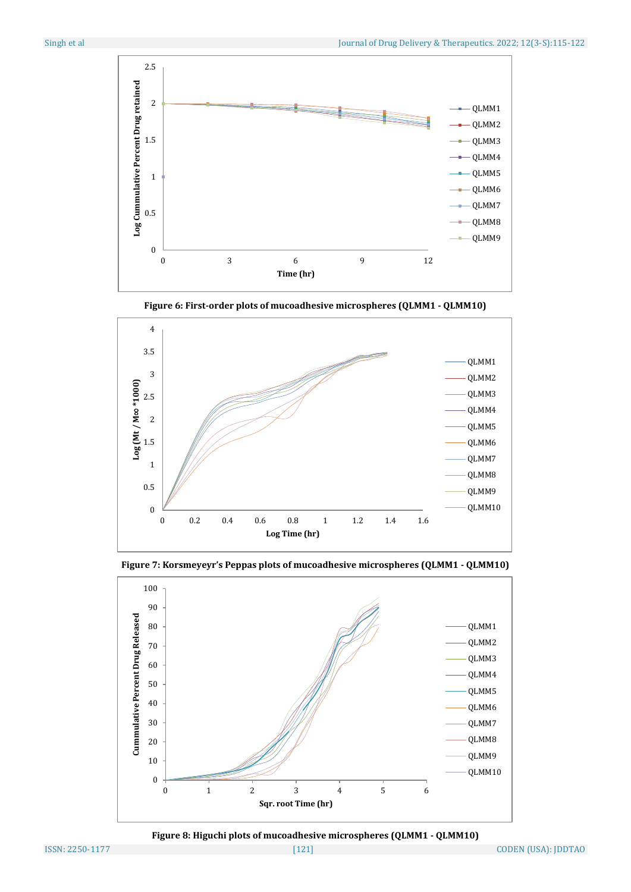**Figure 6: First-order plots of mucoadhesive microspheres (QLMM1 - QLMM10)**

**Figure 7: Korsmeyeyr's Peppas plots of mucoadhesive microspheres (QLMM1 - QLMM10)**

**Figure 8: Higuchi plots of mucoadhesive microspheres (QLMM1 - QLMM10)**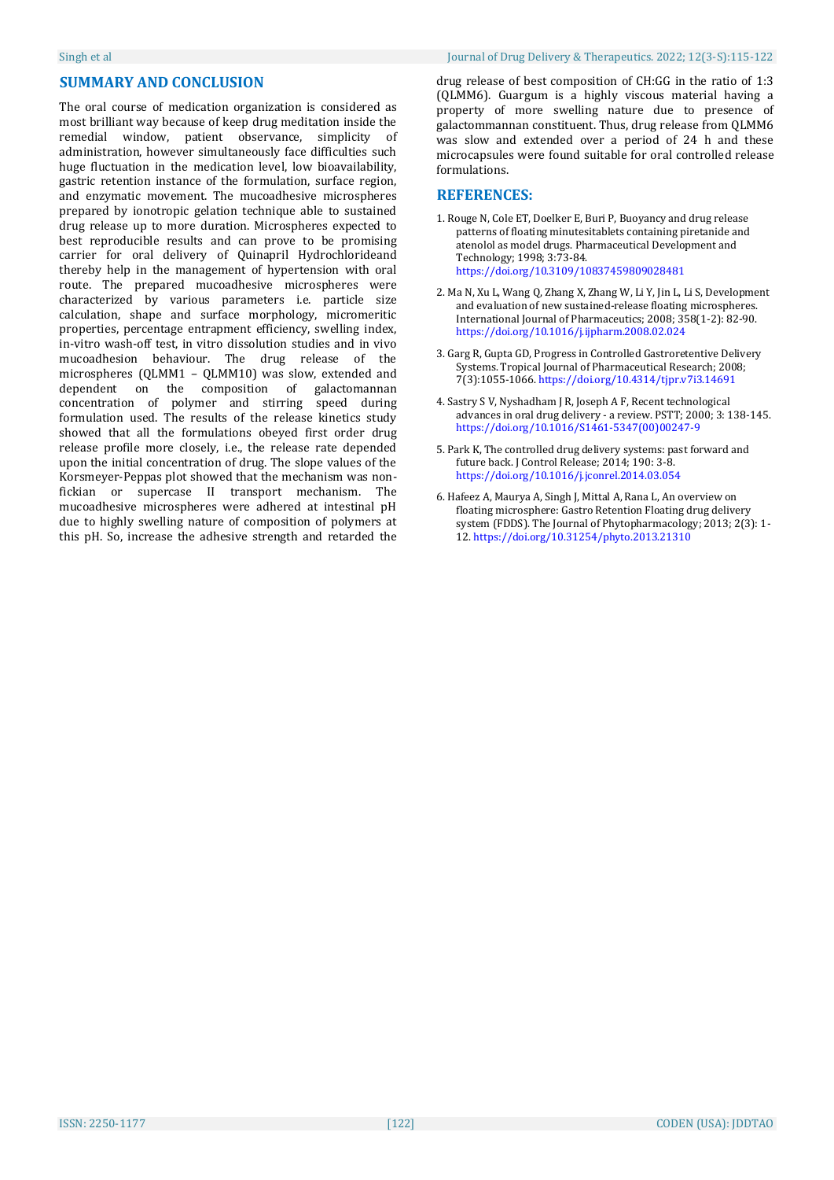## SUMMARY AND CONCLUSION

The oral course of medication organization is considered as most brilliant way because of keep drug meditation inside the remedial window, patient observance, simplicity of administration, however simultaneously face difficulties such huge fluctuation in the medication level, low bioavailability, gastric retention instance of the formulation, surface region, and enzymatic movement. The mucoadhesive microspheres prepared by ionotropic gelation technique able to sustained drug release up to more duration. Microspheres expected to best reproducible results and can prove to be promising carrier for oral delivery of Quinapril Hydrochlorideand thereby help in the management of hypertension with oral route. The prepared mucoadhesive microspheres were characterized by various parameters i.e. particle size calculation, shape and surface morphology, micromeritic properties, percentage entrapment efficiency, swelling index, in-vitro wash-off test, in vitro dissolution studies and in vivo mucoadhesion behaviour. The drug release of the microspheres (QLMM1 – QLMM10) was slow, extended and dependent on the composition of galactomannan concentration of polymer and stirring speed during formulation used. The results of the release kinetics study showed that all the formulations obeyed first order drug release profile more closely, i.e., the release rate depended upon the initial concentration of drug. The slope values of the Korsmeyer-Peppas plot showed that the mechanism was non-fickian or supercase II transport mechanism. The mucoadhesive microspheres were adhered at intestinal pH due to highly swelling nature of composition of polymers at this pH. So, increase the adhesive strength and retarded the drug release of best composition of CH:GG in the ratio of 1:3 (QLMM6). Guargum is a highly viscous material having a property of more swelling nature due to presence of galactommannan constituent. Thus, drug release from QLMM6 was slow and extended over a period of 24 h and these microcapsules were found suitable for oral controlled release formulations.

## REFERENCES:

1. Rouge N, Cole ET, Doelker E, Buri P, Buoyancy and drug release patterns of floating minutesitablets containing piretanide and atenolol as model drugs. Pharmaceutical Development and Technology; 1998; 3:73-84. https://doi.org/10.3109/10837459809028481

2. Ma N, Xu L, Wang Q, Zhang X, Zhang W, Li Y, Jin L, Li S, Development and evaluation of new sustained-release floating microspheres. International Journal of Pharmaceutics; 2008; 358(1-2): 82-90. https://doi.org/10.1016/j.ijpharm.2008.02.024

3. Garg R, Gupta GD, Progress in Controlled Gastroretentive Delivery Systems. Tropical Journal of Pharmaceutical Research; 2008; 7(3):1055-1066. https://doi.org/10.4314/tjpr.v7i3.14691

4. Sastry S V, Nyshadham J R, Joseph A F, Recent technological advances in oral drug delivery - a review. PSTT; 2000; 3: 138-145. https://doi.org/10.1016/S1461-5347(00)00247-9

5. Park K, The controlled drug delivery systems: past forward and future back. J Control Release; 2014; 190: 3-8. https://doi.org/10.1016/j.jconrel.2014.03.054

6. Hafeez A, Maurya A, Singh J, Mittal A, Rana L, An overview on floating microsphere: Gastro Retention Floating drug delivery system (FDDS). The Journal of Phytopharmacology; 2013; 2(3): 1-12. https://doi.org/10.31254/phyto.2013.21310